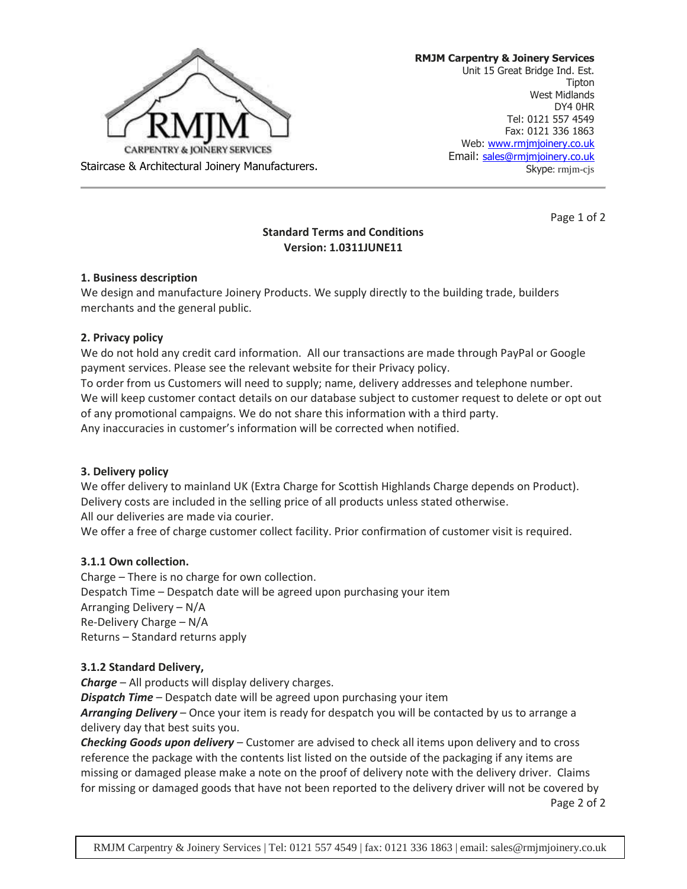**RMJM Carpentry & Joinery Services**
Unit 15 Great Bridge Ind. Est.
Tipton
West Midlands
DY4 0HR
Tel: 0121 557 4549
Fax: 0121 336 1863
Web: www.rmjmjoinery.co.uk
Email: sales@rmjmjoinery.co.uk
Skype: rmjm-cjs

RMJM CARPENTRY & JOINERY SERVICES

Staircase & Architectural Joinery Manufacturers.

## Standard Terms and Conditions
**Version: 1.0311JUNE11**

### 1. Business description

We design and manufacture Joinery Products. We supply directly to the building trade, builders merchants and the general public.

### 2. Privacy policy

We do not hold any credit card information. All our transactions are made through PayPal or Google payment services. Please see the relevant website for their Privacy policy.
To order from us Customers will need to supply; name, delivery addresses and telephone number.
We will keep customer contact details on our database subject to customer request to delete or opt out of any promotional campaigns. We do not share this information with a third party.
Any inaccuracies in customer's information will be corrected when notified.

### 3. Delivery policy

We offer delivery to mainland UK (Extra Charge for Scottish Highlands Charge depends on Product).
Delivery costs are included in the selling price of all products unless stated otherwise.
All our deliveries are made via courier.
We offer a free of charge customer collect facility. Prior confirmation of customer visit is required.

#### 3.1.1 Own collection.

Charge – There is no charge for own collection.
Despatch Time – Despatch date will be agreed upon purchasing your item
Arranging Delivery – N/A
Re-Delivery Charge – N/A
Returns – Standard returns apply

#### 3.1.2 Standard Delivery,

***Charge*** – All products will display delivery charges.
***Dispatch Time*** – Despatch date will be agreed upon purchasing your item
***Arranging Delivery*** – Once your item is ready for despatch you will be contacted by us to arrange a delivery day that best suits you.
***Checking Goods upon delivery*** – Customer are advised to check all items upon delivery and to cross reference the package with the contents list listed on the outside of the packaging if any items are missing or damaged please make a note on the proof of delivery note with the delivery driver. Claims for missing or damaged goods that have not been reported to the delivery driver will not be covered by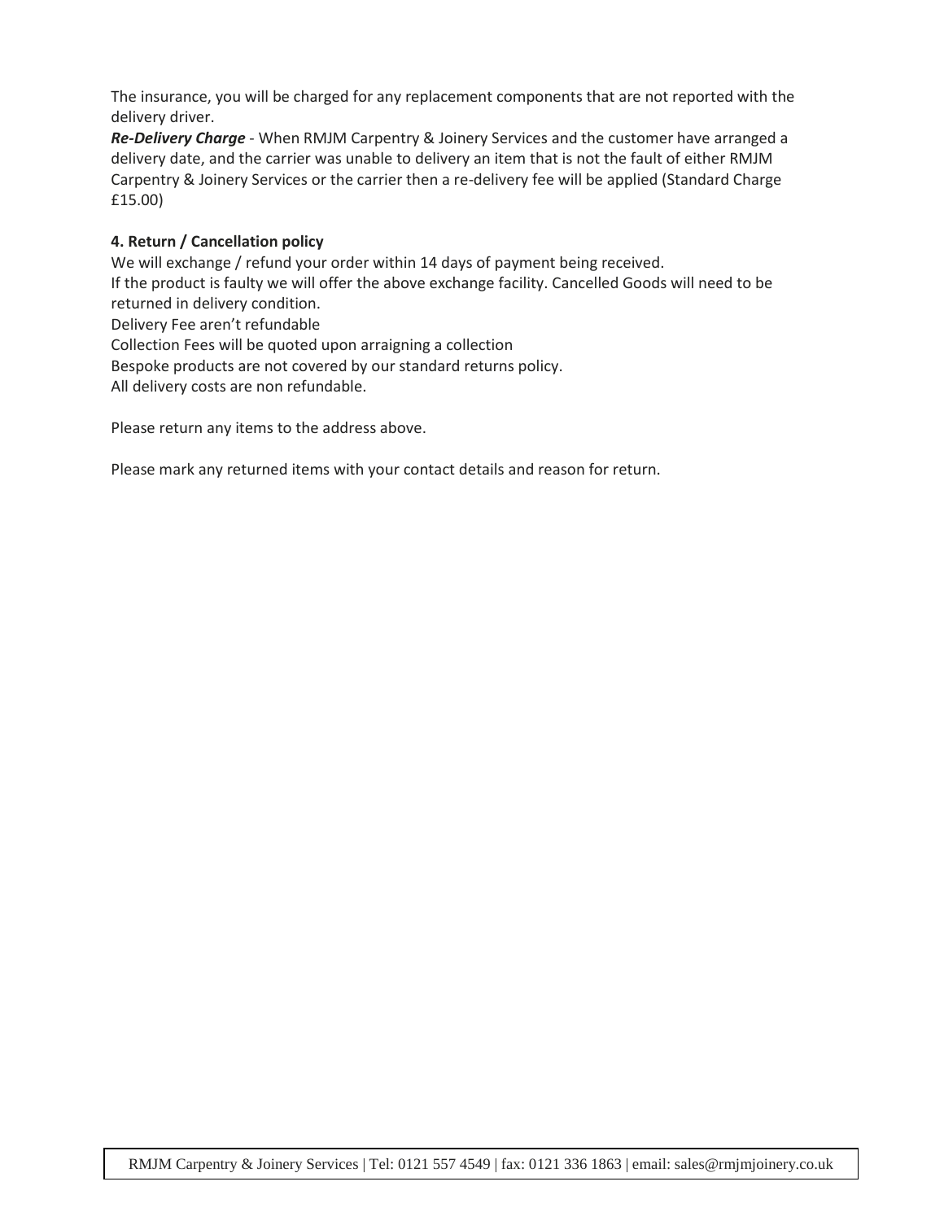The insurance, you will be charged for any replacement components that are not reported with the delivery driver.

***Re-Delivery Charge*** - When RMJM Carpentry & Joinery Services and the customer have arranged a delivery date, and the carrier was unable to delivery an item that is not the fault of either RMJM Carpentry & Joinery Services or the carrier then a re-delivery fee will be applied (Standard Charge £15.00)

**4. Return / Cancellation policy**

We will exchange / refund your order within 14 days of payment being received.
If the product is faulty we will offer the above exchange facility. Cancelled Goods will need to be returned in delivery condition.
Delivery Fee aren't refundable
Collection Fees will be quoted upon arraigning a collection
Bespoke products are not covered by our standard returns policy.
All delivery costs are non refundable.

Please return any items to the address above.

Please mark any returned items with your contact details and reason for return.